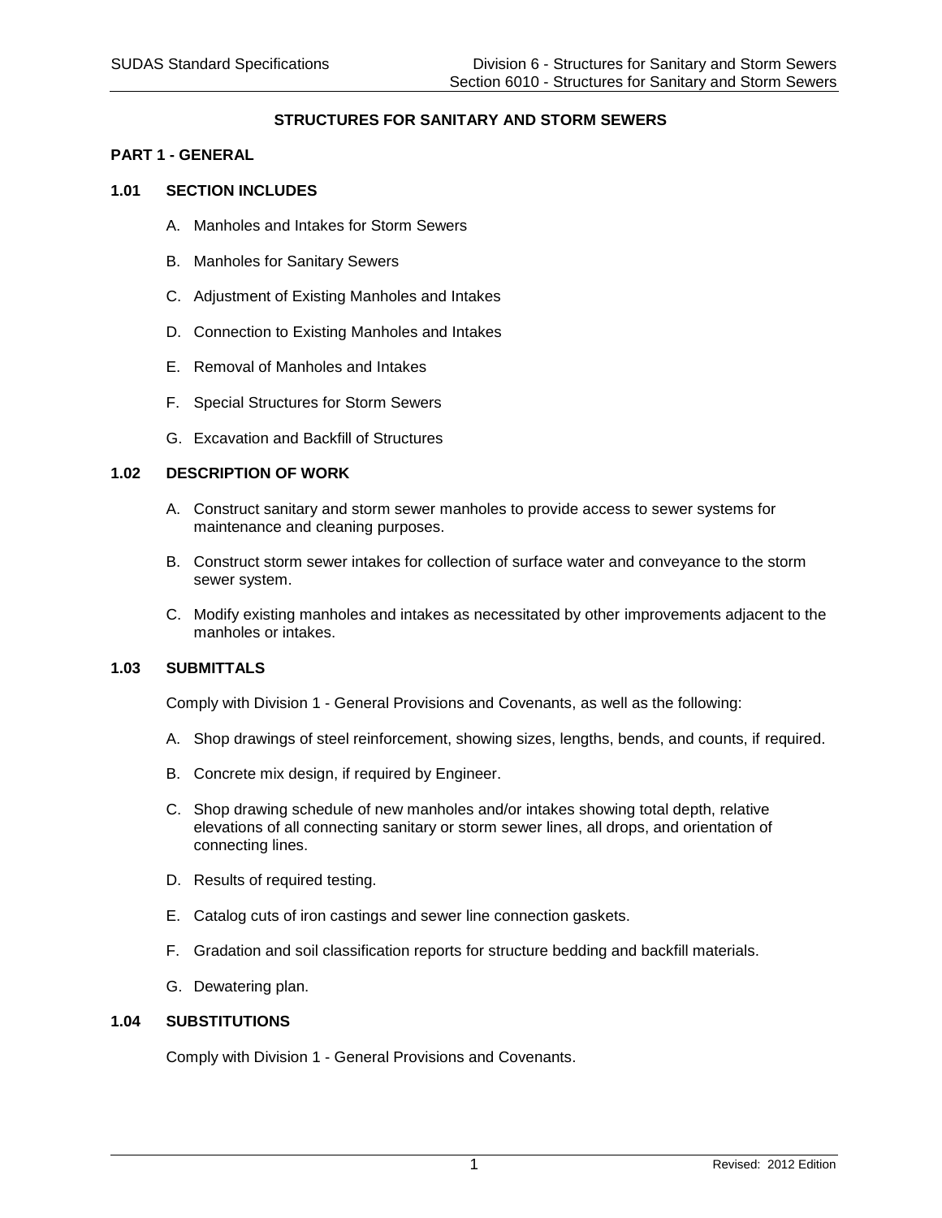# STRUCTURES FOR SANITARY AND STORM SEWERS

## PART 1 - GENERAL

### 1.01 SECTION INCLUDES

A. Manholes and Intakes for Storm Sewers

B. Manholes for Sanitary Sewers

C. Adjustment of Existing Manholes and Intakes

D. Connection to Existing Manholes and Intakes

E. Removal of Manholes and Intakes

F. Special Structures for Storm Sewers

G. Excavation and Backfill of Structures

### 1.02 DESCRIPTION OF WORK

A. Construct sanitary and storm sewer manholes to provide access to sewer systems for maintenance and cleaning purposes.

B. Construct storm sewer intakes for collection of surface water and conveyance to the storm sewer system.

C. Modify existing manholes and intakes as necessitated by other improvements adjacent to the manholes or intakes.

### 1.03 SUBMITTALS

Comply with Division 1 - General Provisions and Covenants, as well as the following:

A. Shop drawings of steel reinforcement, showing sizes, lengths, bends, and counts, if required.

B. Concrete mix design, if required by Engineer.

C. Shop drawing schedule of new manholes and/or intakes showing total depth, relative elevations of all connecting sanitary or storm sewer lines, all drops, and orientation of connecting lines.

D. Results of required testing.

E. Catalog cuts of iron castings and sewer line connection gaskets.

F. Gradation and soil classification reports for structure bedding and backfill materials.

G. Dewatering plan.

### 1.04 SUBSTITUTIONS

Comply with Division 1 - General Provisions and Covenants.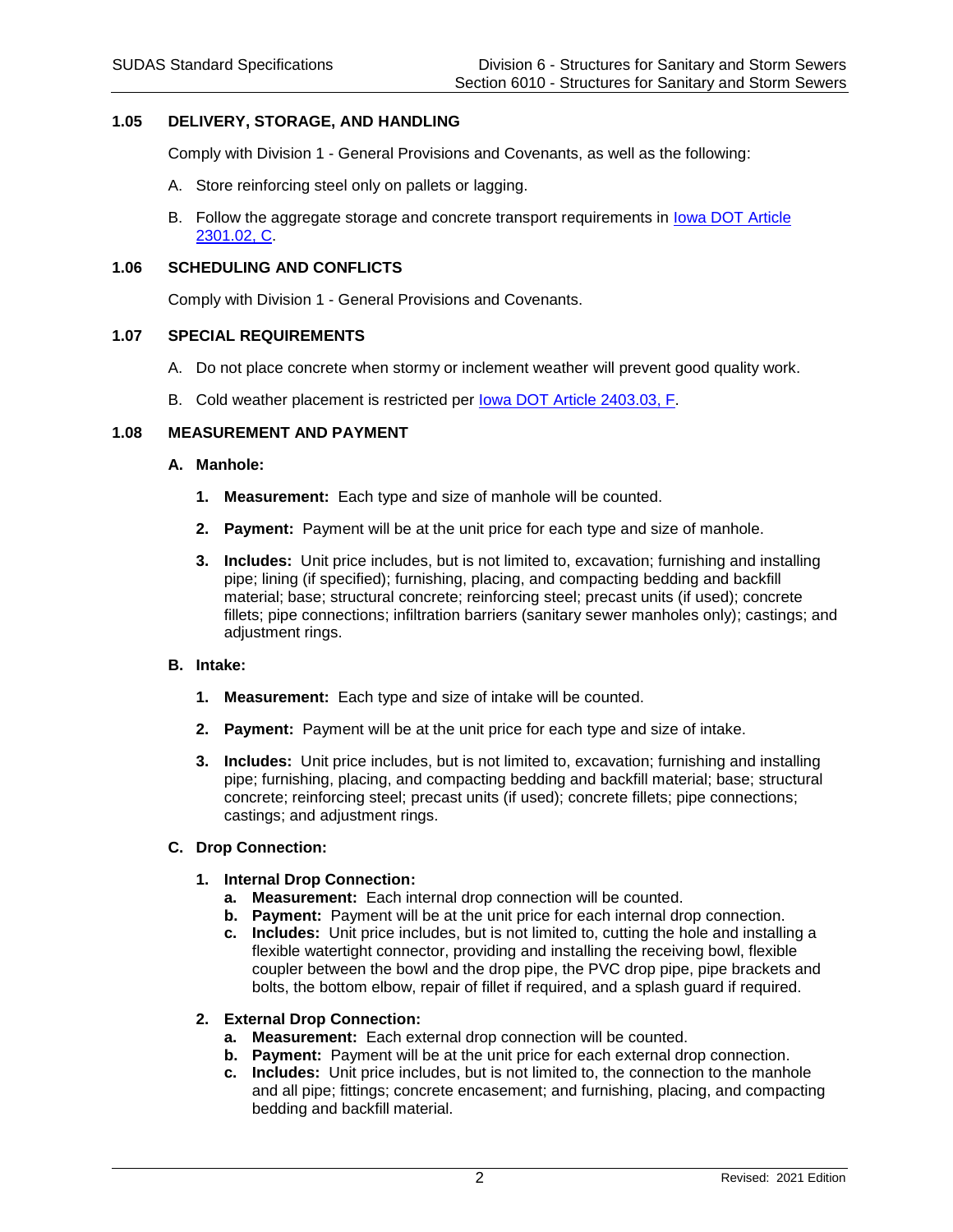## 1.05 DELIVERY, STORAGE, AND HANDLING

Comply with Division 1 - General Provisions and Covenants, as well as the following:

A. Store reinforcing steel only on pallets or lagging.

B. Follow the aggregate storage and concrete transport requirements in Iowa DOT Article 2301.02, C.

## 1.06 SCHEDULING AND CONFLICTS

Comply with Division 1 - General Provisions and Covenants.

## 1.07 SPECIAL REQUIREMENTS

A. Do not place concrete when stormy or inclement weather will prevent good quality work.

B. Cold weather placement is restricted per Iowa DOT Article 2403.03, F.

## 1.08 MEASUREMENT AND PAYMENT

### A. Manhole:

1. **Measurement:** Each type and size of manhole will be counted.

2. **Payment:** Payment will be at the unit price for each type and size of manhole.

3. **Includes:** Unit price includes, but is not limited to, excavation; furnishing and installing pipe; lining (if specified); furnishing, placing, and compacting bedding and backfill material; base; structural concrete; reinforcing steel; precast units (if used); concrete fillets; pipe connections; infiltration barriers (sanitary sewer manholes only); castings; and adjustment rings.

### B. Intake:

1. **Measurement:** Each type and size of intake will be counted.

2. **Payment:** Payment will be at the unit price for each type and size of intake.

3. **Includes:** Unit price includes, but is not limited to, excavation; furnishing and installing pipe; furnishing, placing, and compacting bedding and backfill material; base; structural concrete; reinforcing steel; precast units (if used); concrete fillets; pipe connections; castings; and adjustment rings.

### C. Drop Connection:

1. **Internal Drop Connection:**
   a. **Measurement:** Each internal drop connection will be counted.
   b. **Payment:** Payment will be at the unit price for each internal drop connection.
   c. **Includes:** Unit price includes, but is not limited to, cutting the hole and installing a flexible watertight connector, providing and installing the receiving bowl, flexible coupler between the bowl and the drop pipe, the PVC drop pipe, pipe brackets and bolts, the bottom elbow, repair of fillet if required, and a splash guard if required.

2. **External Drop Connection:**
   a. **Measurement:** Each external drop connection will be counted.
   b. **Payment:** Payment will be at the unit price for each external drop connection.
   c. **Includes:** Unit price includes, but is not limited to, the connection to the manhole and all pipe; fittings; concrete encasement; and furnishing, placing, and compacting bedding and backfill material.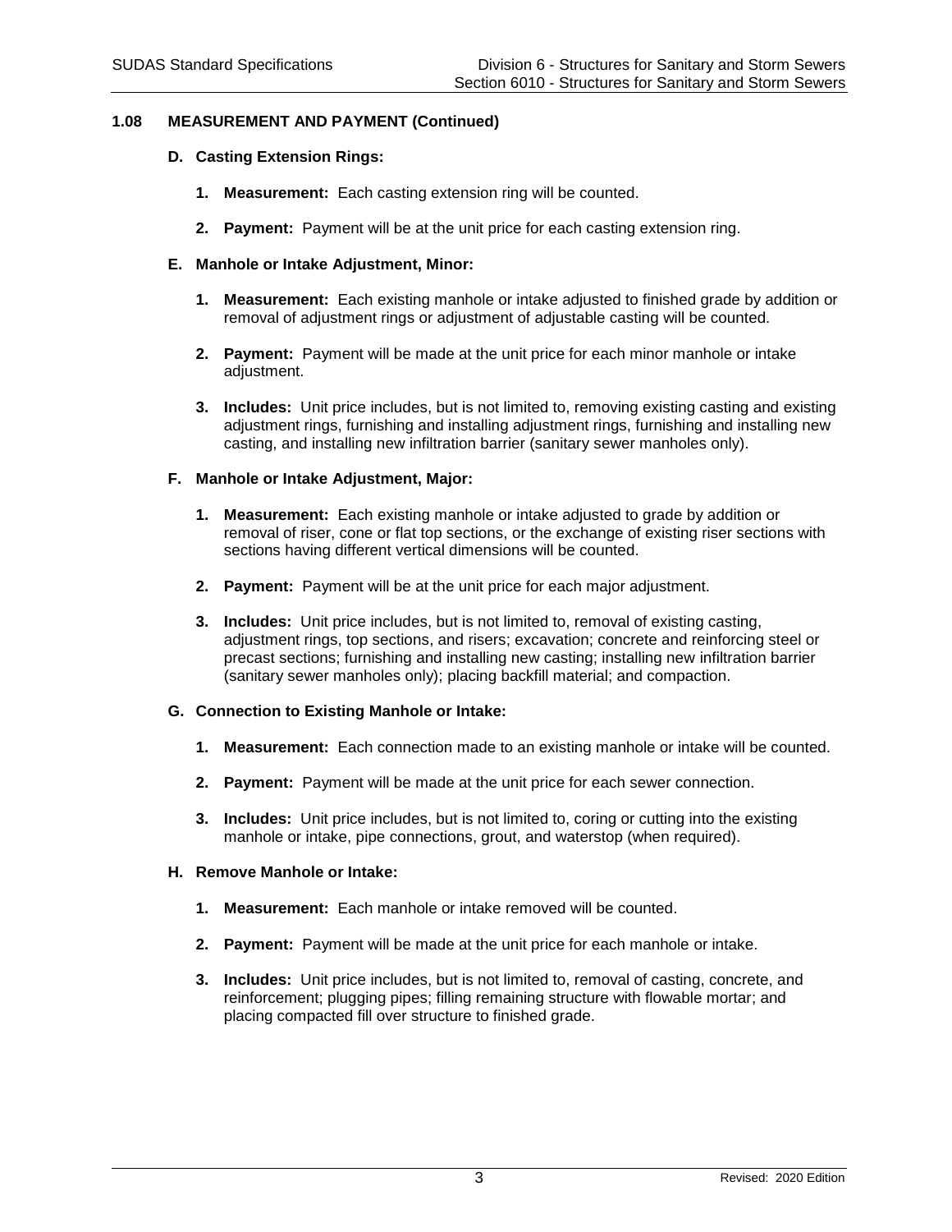## 1.08 MEASUREMENT AND PAYMENT (Continued)

### D. Casting Extension Rings:

1. **Measurement:** Each casting extension ring will be counted.

2. **Payment:** Payment will be at the unit price for each casting extension ring.

### E. Manhole or Intake Adjustment, Minor:

1. **Measurement:** Each existing manhole or intake adjusted to finished grade by addition or removal of adjustment rings or adjustment of adjustable casting will be counted.

2. **Payment:** Payment will be made at the unit price for each minor manhole or intake adjustment.

3. **Includes:** Unit price includes, but is not limited to, removing existing casting and existing adjustment rings, furnishing and installing adjustment rings, furnishing and installing new casting, and installing new infiltration barrier (sanitary sewer manholes only).

### F. Manhole or Intake Adjustment, Major:

1. **Measurement:** Each existing manhole or intake adjusted to grade by addition or removal of riser, cone or flat top sections, or the exchange of existing riser sections with sections having different vertical dimensions will be counted.

2. **Payment:** Payment will be at the unit price for each major adjustment.

3. **Includes:** Unit price includes, but is not limited to, removal of existing casting, adjustment rings, top sections, and risers; excavation; concrete and reinforcing steel or precast sections; furnishing and installing new casting; installing new infiltration barrier (sanitary sewer manholes only); placing backfill material; and compaction.

### G. Connection to Existing Manhole or Intake:

1. **Measurement:** Each connection made to an existing manhole or intake will be counted.

2. **Payment:** Payment will be made at the unit price for each sewer connection.

3. **Includes:** Unit price includes, but is not limited to, coring or cutting into the existing manhole or intake, pipe connections, grout, and waterstop (when required).

### H. Remove Manhole or Intake:

1. **Measurement:** Each manhole or intake removed will be counted.

2. **Payment:** Payment will be made at the unit price for each manhole or intake.

3. **Includes:** Unit price includes, but is not limited to, removal of casting, concrete, and reinforcement; plugging pipes; filling remaining structure with flowable mortar; and placing compacted fill over structure to finished grade.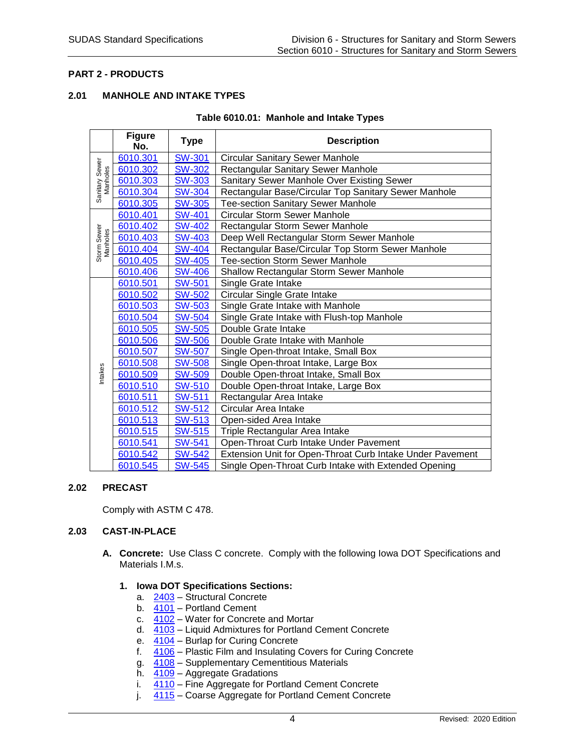## PART 2 - PRODUCTS

### 2.01 MANHOLE AND INTAKE TYPES

**Table 6010.01: Manhole and Intake Types**

| | Figure No. | Type | Description |
|---|---|---|---|
| Sanitary Sewer Manholes | 6010.301 | SW-301 | Circular Sanitary Sewer Manhole |
| | 6010.302 | SW-302 | Rectangular Sanitary Sewer Manhole |
| | 6010.303 | SW-303 | Sanitary Sewer Manhole Over Existing Sewer |
| | 6010.304 | SW-304 | Rectangular Base/Circular Top Sanitary Sewer Manhole |
| | 6010.305 | SW-305 | Tee-section Sanitary Sewer Manhole |
| Storm Sewer Manholes | 6010.401 | SW-401 | Circular Storm Sewer Manhole |
| | 6010.402 | SW-402 | Rectangular Storm Sewer Manhole |
| | 6010.403 | SW-403 | Deep Well Rectangular Storm Sewer Manhole |
| | 6010.404 | SW-404 | Rectangular Base/Circular Top Storm Sewer Manhole |
| | 6010.405 | SW-405 | Tee-section Storm Sewer Manhole |
| | 6010.406 | SW-406 | Shallow Rectangular Storm Sewer Manhole |
| Intakes | 6010.501 | SW-501 | Single Grate Intake |
| | 6010.502 | SW-502 | Circular Single Grate Intake |
| | 6010.503 | SW-503 | Single Grate Intake with Manhole |
| | 6010.504 | SW-504 | Single Grate Intake with Flush-top Manhole |
| | 6010.505 | SW-505 | Double Grate Intake |
| | 6010.506 | SW-506 | Double Grate Intake with Manhole |
| | 6010.507 | SW-507 | Single Open-throat Intake, Small Box |
| | 6010.508 | SW-508 | Single Open-throat Intake, Large Box |
| | 6010.509 | SW-509 | Double Open-throat Intake, Small Box |
| | 6010.510 | SW-510 | Double Open-throat Intake, Large Box |
| | 6010.511 | SW-511 | Rectangular Area Intake |
| | 6010.512 | SW-512 | Circular Area Intake |
| | 6010.513 | SW-513 | Open-sided Area Intake |
| | 6010.515 | SW-515 | Triple Rectangular Area Intake |
| | 6010.541 | SW-541 | Open-Throat Curb Intake Under Pavement |
| | 6010.542 | SW-542 | Extension Unit for Open-Throat Curb Intake Under Pavement |
| | 6010.545 | SW-545 | Single Open-Throat Curb Intake with Extended Opening |

### 2.02 PRECAST

Comply with ASTM C 478.

### 2.03 CAST-IN-PLACE

**A. Concrete:** Use Class C concrete. Comply with the following Iowa DOT Specifications and Materials I.M.s.

**1. Iowa DOT Specifications Sections:**

a. 2403 – Structural Concrete
b. 4101 – Portland Cement
c. 4102 – Water for Concrete and Mortar
d. 4103 – Liquid Admixtures for Portland Cement Concrete
e. 4104 – Burlap for Curing Concrete
f. 4106 – Plastic Film and Insulating Covers for Curing Concrete
g. 4108 – Supplementary Cementitious Materials
h. 4109 – Aggregate Gradations
i. 4110 – Fine Aggregate for Portland Cement Concrete
j. 4115 – Coarse Aggregate for Portland Cement Concrete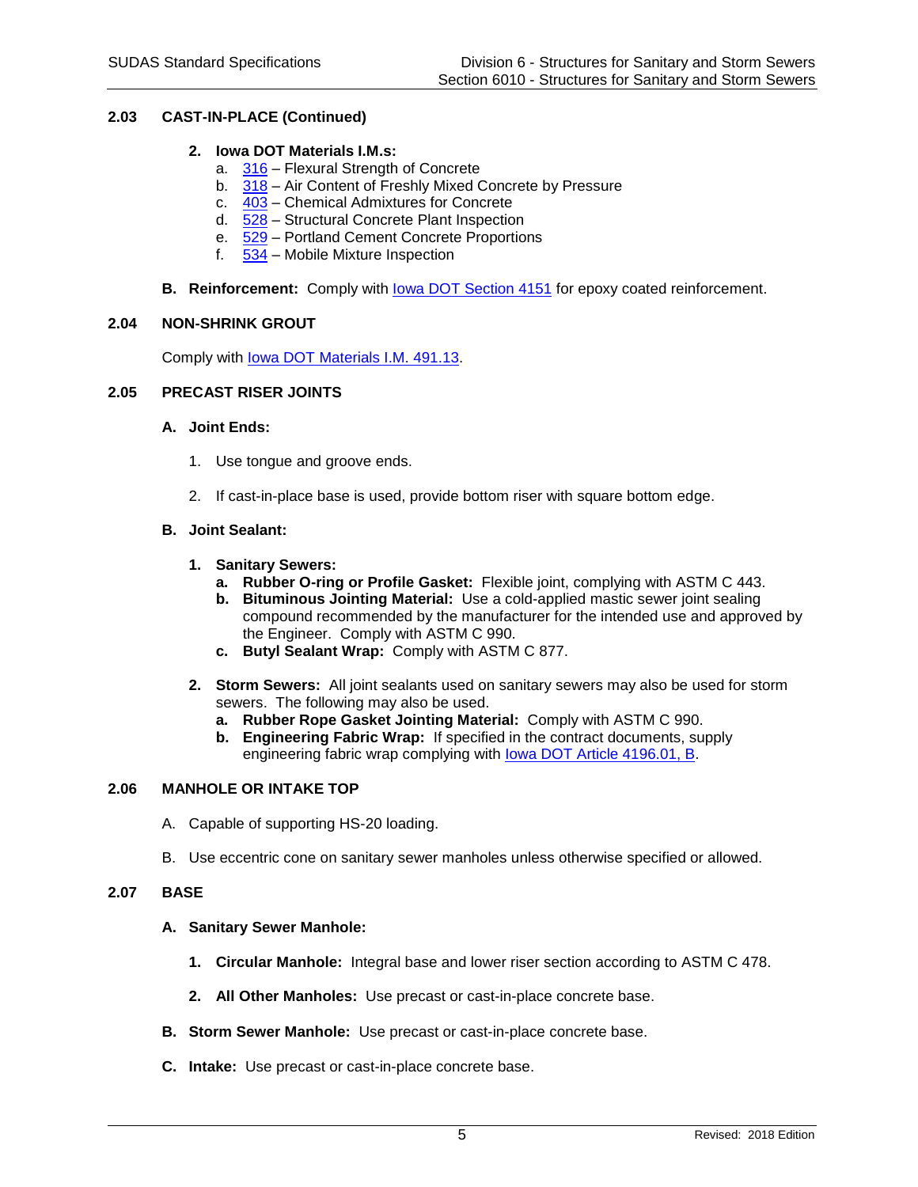## 2.03 CAST-IN-PLACE (Continued)

2. **Iowa DOT Materials I.M.s:**
   a. 316 – Flexural Strength of Concrete
   b. 318 – Air Content of Freshly Mixed Concrete by Pressure
   c. 403 – Chemical Admixtures for Concrete
   d. 528 – Structural Concrete Plant Inspection
   e. 529 – Portland Cement Concrete Proportions
   f. 534 – Mobile Mixture Inspection

**B. Reinforcement:** Comply with Iowa DOT Section 4151 for epoxy coated reinforcement.

## 2.04 NON-SHRINK GROUT

Comply with Iowa DOT Materials I.M. 491.13.

## 2.05 PRECAST RISER JOINTS

**A. Joint Ends:**

1. Use tongue and groove ends.

2. If cast-in-place base is used, provide bottom riser with square bottom edge.

**B. Joint Sealant:**

1. **Sanitary Sewers:**
   a. **Rubber O-ring or Profile Gasket:** Flexible joint, complying with ASTM C 443.
   b. **Bituminous Jointing Material:** Use a cold-applied mastic sewer joint sealing compound recommended by the manufacturer for the intended use and approved by the Engineer. Comply with ASTM C 990.
   c. **Butyl Sealant Wrap:** Comply with ASTM C 877.

2. **Storm Sewers:** All joint sealants used on sanitary sewers may also be used for storm sewers. The following may also be used.
   a. **Rubber Rope Gasket Jointing Material:** Comply with ASTM C 990.
   b. **Engineering Fabric Wrap:** If specified in the contract documents, supply engineering fabric wrap complying with Iowa DOT Article 4196.01, B.

## 2.06 MANHOLE OR INTAKE TOP

A. Capable of supporting HS-20 loading.

B. Use eccentric cone on sanitary sewer manholes unless otherwise specified or allowed.

## 2.07 BASE

**A. Sanitary Sewer Manhole:**

1. **Circular Manhole:** Integral base and lower riser section according to ASTM C 478.

2. **All Other Manholes:** Use precast or cast-in-place concrete base.

**B. Storm Sewer Manhole:** Use precast or cast-in-place concrete base.

**C. Intake:** Use precast or cast-in-place concrete base.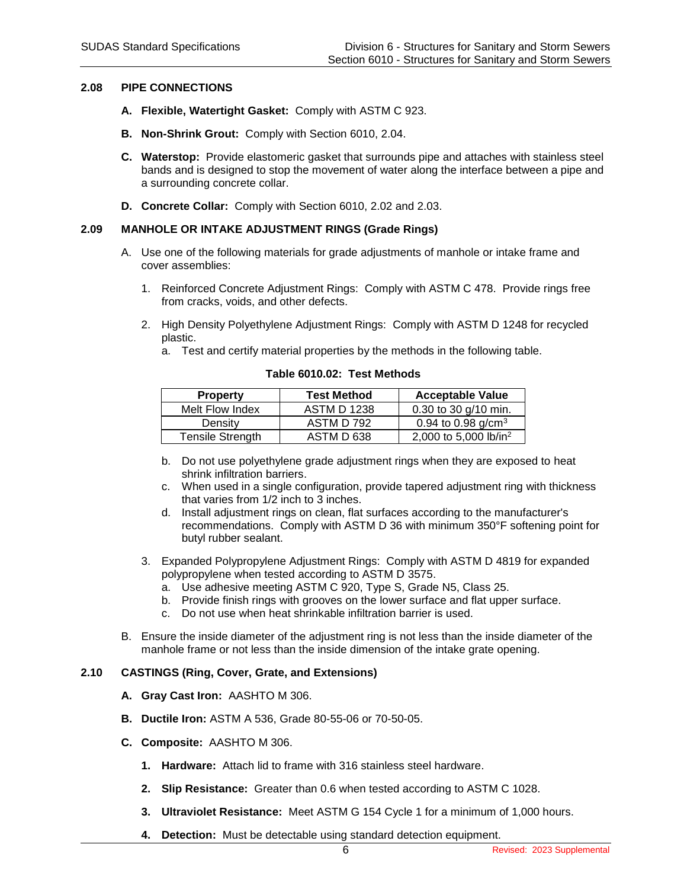## 2.08 PIPE CONNECTIONS

**A. Flexible, Watertight Gasket:** Comply with ASTM C 923.

**B. Non-Shrink Grout:** Comply with Section 6010, 2.04.

**C. Waterstop:** Provide elastomeric gasket that surrounds pipe and attaches with stainless steel bands and is designed to stop the movement of water along the interface between a pipe and a surrounding concrete collar.

**D. Concrete Collar:** Comply with Section 6010, 2.02 and 2.03.

## 2.09 MANHOLE OR INTAKE ADJUSTMENT RINGS (Grade Rings)

A. Use one of the following materials for grade adjustments of manhole or intake frame and cover assemblies:

1. Reinforced Concrete Adjustment Rings: Comply with ASTM C 478. Provide rings free from cracks, voids, and other defects.

2. High Density Polyethylene Adjustment Rings: Comply with ASTM D 1248 for recycled plastic.
   a. Test and certify material properties by the methods in the following table.

**Table 6010.02: Test Methods**

| Property | Test Method | Acceptable Value |
|---|---|---|
| Melt Flow Index | ASTM D 1238 | 0.30 to 30 g/10 min. |
| Density | ASTM D 792 | 0.94 to 0.98 g/cm$^3$ |
| Tensile Strength | ASTM D 638 | 2,000 to 5,000 lb/in$^2$ |

   b. Do not use polyethylene grade adjustment rings when they are exposed to heat shrink infiltration barriers.
   c. When used in a single configuration, provide tapered adjustment ring with thickness that varies from 1/2 inch to 3 inches.
   d. Install adjustment rings on clean, flat surfaces according to the manufacturer's recommendations. Comply with ASTM D 36 with minimum 350°F softening point for butyl rubber sealant.

3. Expanded Polypropylene Adjustment Rings: Comply with ASTM D 4819 for expanded polypropylene when tested according to ASTM D 3575.
   a. Use adhesive meeting ASTM C 920, Type S, Grade N5, Class 25.
   b. Provide finish rings with grooves on the lower surface and flat upper surface.
   c. Do not use when heat shrinkable infiltration barrier is used.

B. Ensure the inside diameter of the adjustment ring is not less than the inside diameter of the manhole frame or not less than the inside dimension of the intake grate opening.

## 2.10 CASTINGS (Ring, Cover, Grate, and Extensions)

**A. Gray Cast Iron:** AASHTO M 306.

**B. Ductile Iron:** ASTM A 536, Grade 80-55-06 or 70-50-05.

**C. Composite:** AASHTO M 306.

1. **Hardware:** Attach lid to frame with 316 stainless steel hardware.

2. **Slip Resistance:** Greater than 0.6 when tested according to ASTM C 1028.

3. **Ultraviolet Resistance:** Meet ASTM G 154 Cycle 1 for a minimum of 1,000 hours.

4. **Detection:** Must be detectable using standard detection equipment.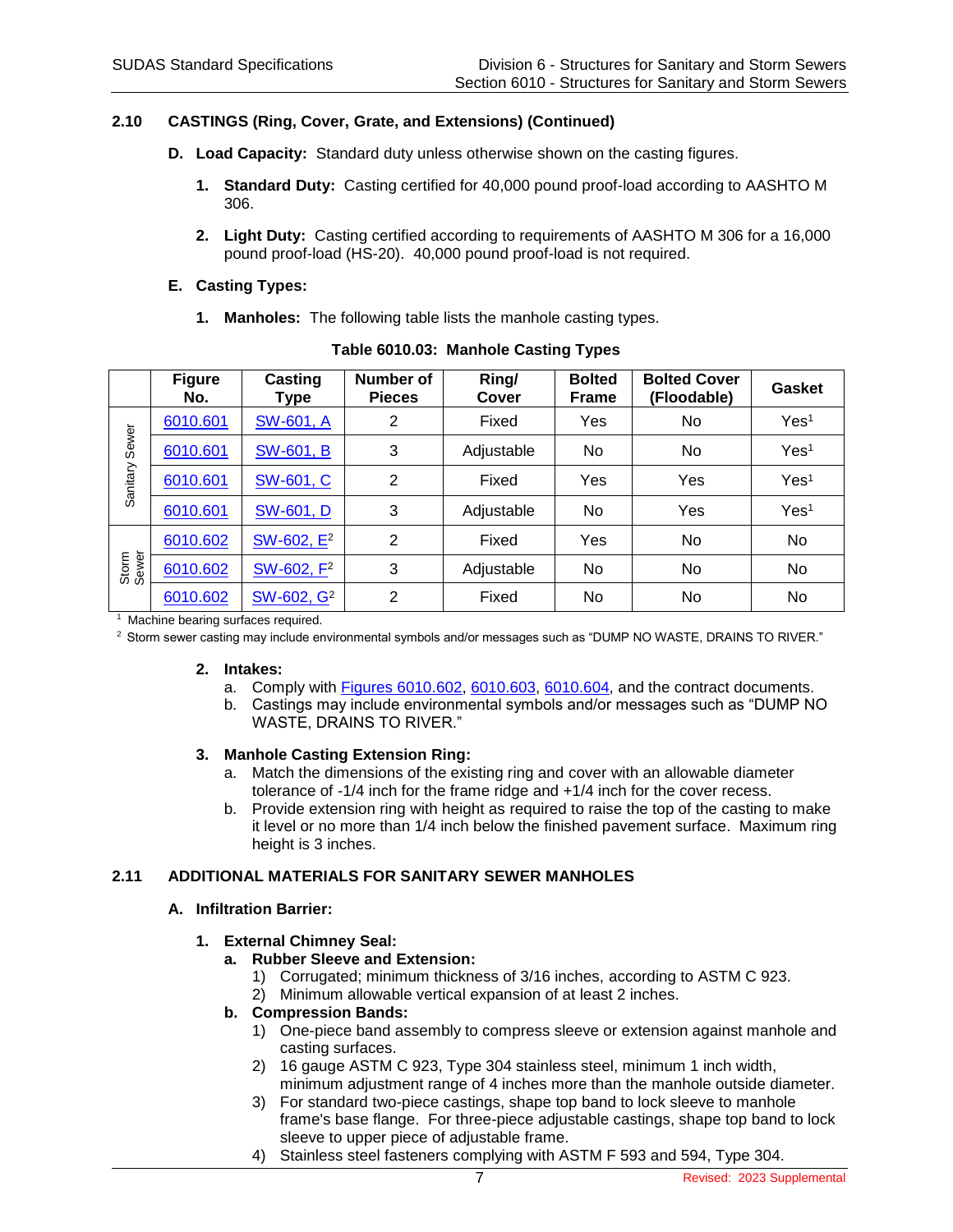## 2.10 CASTINGS (Ring, Cover, Grate, and Extensions) (Continued)

**D. Load Capacity:** Standard duty unless otherwise shown on the casting figures.

1. **Standard Duty:** Casting certified for 40,000 pound proof-load according to AASHTO M 306.

2. **Light Duty:** Casting certified according to requirements of AASHTO M 306 for a 16,000 pound proof-load (HS-20). 40,000 pound proof-load is not required.

**E. Casting Types:**

1. **Manholes:** The following table lists the manhole casting types.

**Table 6010.03: Manhole Casting Types**

| | Figure No. | Casting Type | Number of Pieces | Ring/ Cover | Bolted Frame | Bolted Cover (Floodable) | Gasket |
|---|---|---|---|---|---|---|---|
| Sanitary Sewer | 6010.601 | SW-601, A | 2 | Fixed | Yes | No | Yes[1] |
| Sanitary Sewer | 6010.601 | SW-601, B | 3 | Adjustable | No | No | Yes[1] |
| Sanitary Sewer | 6010.601 | SW-601, C | 2 | Fixed | Yes | Yes | Yes[1] |
| Sanitary Sewer | 6010.601 | SW-601, D | 3 | Adjustable | No | Yes | Yes[1] |
| Storm Sewer | 6010.602 | SW-602, E[2] | 2 | Fixed | Yes | No | No |
| Storm Sewer | 6010.602 | SW-602, F[2] | 3 | Adjustable | No | No | No |
| Storm Sewer | 6010.602 | SW-602, G[2] | 2 | Fixed | No | No | No |

[1] Machine bearing surfaces required.

[2] Storm sewer casting may include environmental symbols and/or messages such as "DUMP NO WASTE, DRAINS TO RIVER."

2. **Intakes:**
   a. Comply with Figures 6010.602, 6010.603, 6010.604, and the contract documents.
   b. Castings may include environmental symbols and/or messages such as "DUMP NO WASTE, DRAINS TO RIVER."

3. **Manhole Casting Extension Ring:**
   a. Match the dimensions of the existing ring and cover with an allowable diameter tolerance of -1/4 inch for the frame ridge and +1/4 inch for the cover recess.
   b. Provide extension ring with height as required to raise the top of the casting to make it level or no more than 1/4 inch below the finished pavement surface. Maximum ring height is 3 inches.

## 2.11 ADDITIONAL MATERIALS FOR SANITARY SEWER MANHOLES

**A. Infiltration Barrier:**

1. **External Chimney Seal:**
   a. **Rubber Sleeve and Extension:**
      1) Corrugated; minimum thickness of 3/16 inches, according to ASTM C 923.
      2) Minimum allowable vertical expansion of at least 2 inches.
   b. **Compression Bands:**
      1) One-piece band assembly to compress sleeve or extension against manhole and casting surfaces.
      2) 16 gauge ASTM C 923, Type 304 stainless steel, minimum 1 inch width, minimum adjustment range of 4 inches more than the manhole outside diameter.
      3) For standard two-piece castings, shape top band to lock sleeve to manhole frame's base flange. For three-piece adjustable castings, shape top band to lock sleeve to upper piece of adjustable frame.
      4) Stainless steel fasteners complying with ASTM F 593 and 594, Type 304.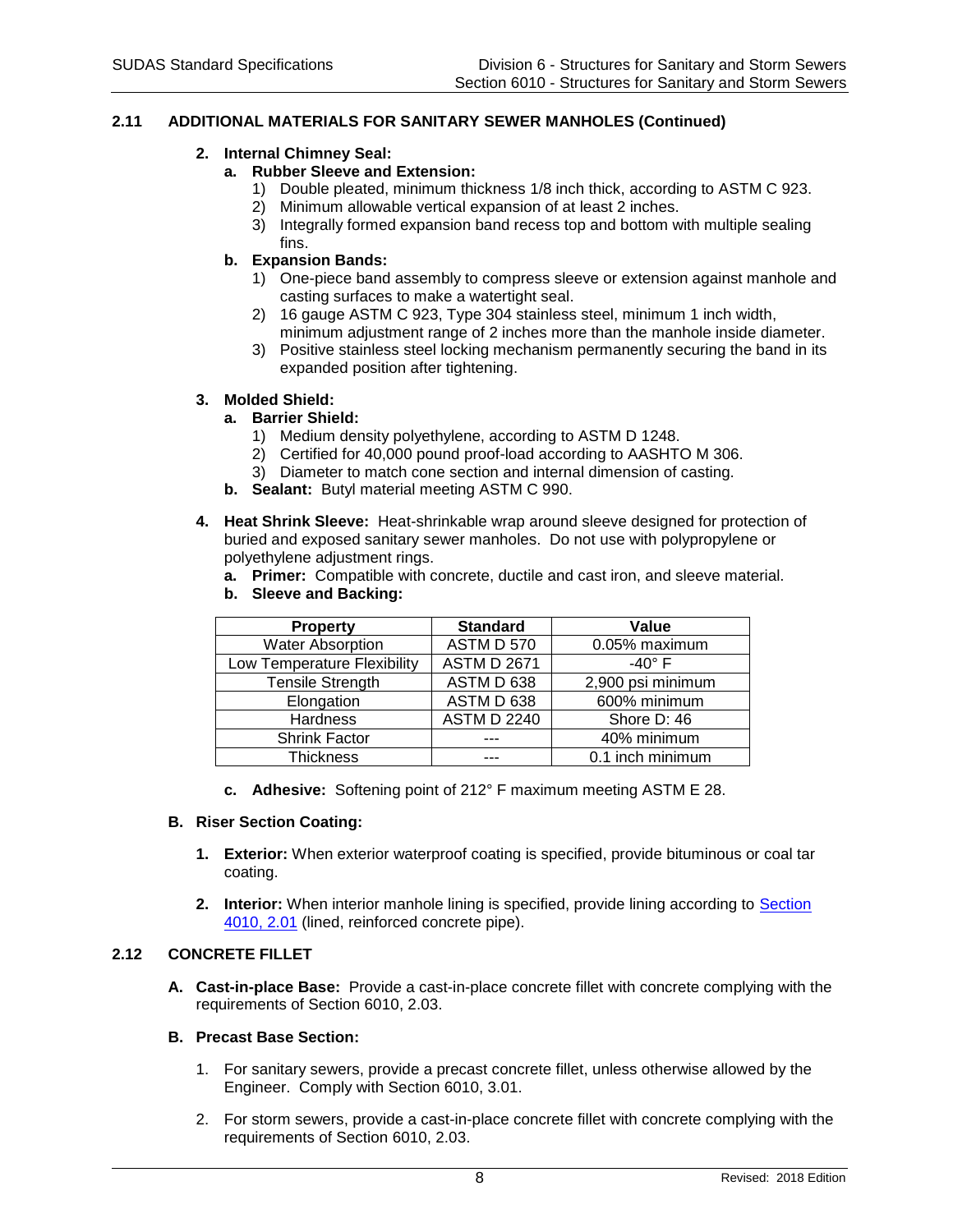## 2.11 ADDITIONAL MATERIALS FOR SANITARY SEWER MANHOLES (Continued)

2. **Internal Chimney Seal:**
   a. **Rubber Sleeve and Extension:**
      1) Double pleated, minimum thickness 1/8 inch thick, according to ASTM C 923.
      2) Minimum allowable vertical expansion of at least 2 inches.
      3) Integrally formed expansion band recess top and bottom with multiple sealing fins.

   b. **Expansion Bands:**
      1) One-piece band assembly to compress sleeve or extension against manhole and casting surfaces to make a watertight seal.
      2) 16 gauge ASTM C 923, Type 304 stainless steel, minimum 1 inch width, minimum adjustment range of 2 inches more than the manhole inside diameter.
      3) Positive stainless steel locking mechanism permanently securing the band in its expanded position after tightening.

3. **Molded Shield:**
   a. **Barrier Shield:**
      1) Medium density polyethylene, according to ASTM D 1248.
      2) Certified for 40,000 pound proof-load according to AASHTO M 306.
      3) Diameter to match cone section and internal dimension of casting.

   b. **Sealant:** Butyl material meeting ASTM C 990.

4. **Heat Shrink Sleeve:** Heat-shrinkable wrap around sleeve designed for protection of buried and exposed sanitary sewer manholes. Do not use with polypropylene or polyethylene adjustment rings.
   a. **Primer:** Compatible with concrete, ductile and cast iron, and sleeve material.
   b. **Sleeve and Backing:**

| Property | Standard | Value |
|---|---|---|
| Water Absorption | ASTM D 570 | 0.05% maximum |
| Low Temperature Flexibility | ASTM D 2671 | -40° F |
| Tensile Strength | ASTM D 638 | 2,900 psi minimum |
| Elongation | ASTM D 638 | 600% minimum |
| Hardness | ASTM D 2240 | Shore D: 46 |
| Shrink Factor | --- | 40% minimum |
| Thickness | --- | 0.1 inch minimum |

   c. **Adhesive:** Softening point of 212° F maximum meeting ASTM E 28.

**B. Riser Section Coating:**

1. **Exterior:** When exterior waterproof coating is specified, provide bituminous or coal tar coating.

2. **Interior:** When interior manhole lining is specified, provide lining according to Section 4010, 2.01 (lined, reinforced concrete pipe).

## 2.12 CONCRETE FILLET

**A. Cast-in-place Base:** Provide a cast-in-place concrete fillet with concrete complying with the requirements of Section 6010, 2.03.

**B. Precast Base Section:**

1. For sanitary sewers, provide a precast concrete fillet, unless otherwise allowed by the Engineer. Comply with Section 6010, 3.01.

2. For storm sewers, provide a cast-in-place concrete fillet with concrete complying with the requirements of Section 6010, 2.03.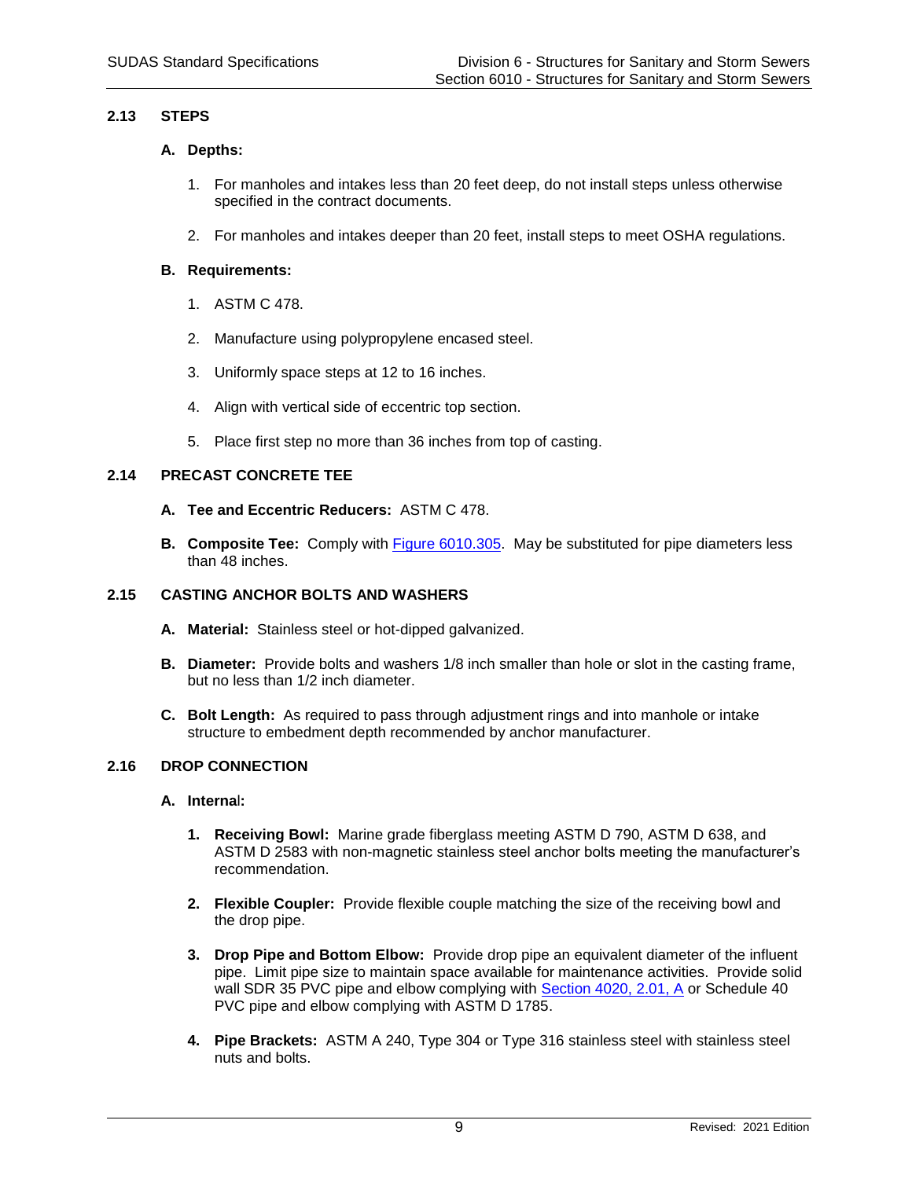## 2.13 STEPS

**A. Depths:**

1. For manholes and intakes less than 20 feet deep, do not install steps unless otherwise specified in the contract documents.

2. For manholes and intakes deeper than 20 feet, install steps to meet OSHA regulations.

**B. Requirements:**

1. ASTM C 478.

2. Manufacture using polypropylene encased steel.

3. Uniformly space steps at 12 to 16 inches.

4. Align with vertical side of eccentric top section.

5. Place first step no more than 36 inches from top of casting.

## 2.14 PRECAST CONCRETE TEE

**A. Tee and Eccentric Reducers:** ASTM C 478.

**B. Composite Tee:** Comply with Figure 6010.305. May be substituted for pipe diameters less than 48 inches.

## 2.15 CASTING ANCHOR BOLTS AND WASHERS

**A. Material:** Stainless steel or hot-dipped galvanized.

**B. Diameter:** Provide bolts and washers 1/8 inch smaller than hole or slot in the casting frame, but no less than 1/2 inch diameter.

**C. Bolt Length:** As required to pass through adjustment rings and into manhole or intake structure to embedment depth recommended by anchor manufacturer.

## 2.16 DROP CONNECTION

**A. Internal:**

1. **Receiving Bowl:** Marine grade fiberglass meeting ASTM D 790, ASTM D 638, and ASTM D 2583 with non-magnetic stainless steel anchor bolts meeting the manufacturer's recommendation.

2. **Flexible Coupler:** Provide flexible couple matching the size of the receiving bowl and the drop pipe.

3. **Drop Pipe and Bottom Elbow:** Provide drop pipe an equivalent diameter of the influent pipe. Limit pipe size to maintain space available for maintenance activities. Provide solid wall SDR 35 PVC pipe and elbow complying with Section 4020, 2.01, A or Schedule 40 PVC pipe and elbow complying with ASTM D 1785.

4. **Pipe Brackets:** ASTM A 240, Type 304 or Type 316 stainless steel with stainless steel nuts and bolts.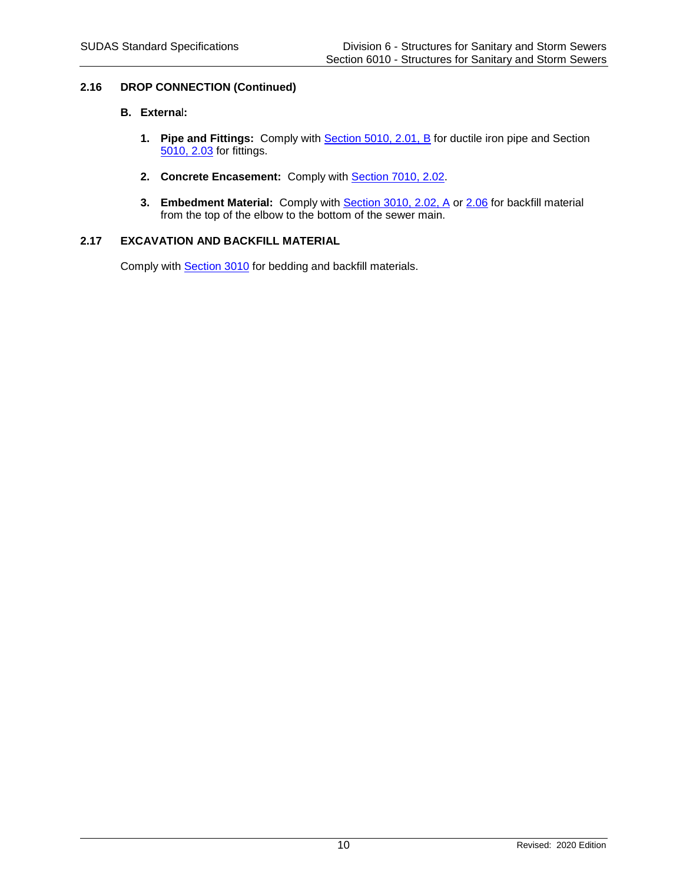## 2.16 DROP CONNECTION (Continued)

### B. External:

1. **Pipe and Fittings:** Comply with Section 5010, 2.01, B for ductile iron pipe and Section 5010, 2.03 for fittings.

2. **Concrete Encasement:** Comply with Section 7010, 2.02.

3. **Embedment Material:** Comply with Section 3010, 2.02, A or 2.06 for backfill material from the top of the elbow to the bottom of the sewer main.

## 2.17 EXCAVATION AND BACKFILL MATERIAL

Comply with Section 3010 for bedding and backfill materials.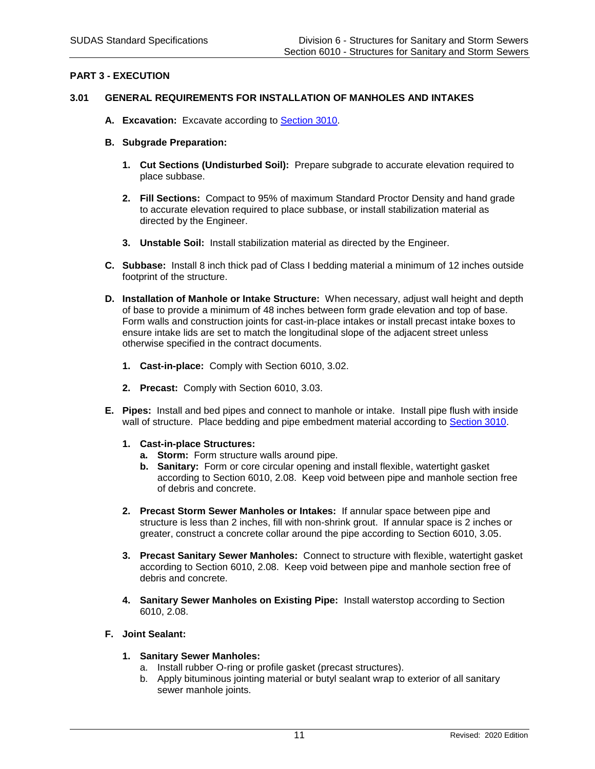## PART 3 - EXECUTION

### 3.01 GENERAL REQUIREMENTS FOR INSTALLATION OF MANHOLES AND INTAKES

**A. Excavation:** Excavate according to Section 3010.

**B. Subgrade Preparation:**

1. **Cut Sections (Undisturbed Soil):** Prepare subgrade to accurate elevation required to place subbase.

2. **Fill Sections:** Compact to 95% of maximum Standard Proctor Density and hand grade to accurate elevation required to place subbase, or install stabilization material as directed by the Engineer.

3. **Unstable Soil:** Install stabilization material as directed by the Engineer.

**C. Subbase:** Install 8 inch thick pad of Class I bedding material a minimum of 12 inches outside footprint of the structure.

**D. Installation of Manhole or Intake Structure:** When necessary, adjust wall height and depth of base to provide a minimum of 48 inches between form grade elevation and top of base. Form walls and construction joints for cast-in-place intakes or install precast intake boxes to ensure intake lids are set to match the longitudinal slope of the adjacent street unless otherwise specified in the contract documents.

1. **Cast-in-place:** Comply with Section 6010, 3.02.

2. **Precast:** Comply with Section 6010, 3.03.

**E. Pipes:** Install and bed pipes and connect to manhole or intake. Install pipe flush with inside wall of structure. Place bedding and pipe embedment material according to Section 3010.

1. **Cast-in-place Structures:**
   a. **Storm:** Form structure walls around pipe.
   b. **Sanitary:** Form or core circular opening and install flexible, watertight gasket according to Section 6010, 2.08. Keep void between pipe and manhole section free of debris and concrete.

2. **Precast Storm Sewer Manholes or Intakes:** If annular space between pipe and structure is less than 2 inches, fill with non-shrink grout. If annular space is 2 inches or greater, construct a concrete collar around the pipe according to Section 6010, 3.05.

3. **Precast Sanitary Sewer Manholes:** Connect to structure with flexible, watertight gasket according to Section 6010, 2.08. Keep void between pipe and manhole section free of debris and concrete.

4. **Sanitary Sewer Manholes on Existing Pipe:** Install waterstop according to Section 6010, 2.08.

**F. Joint Sealant:**

1. **Sanitary Sewer Manholes:**
   a. Install rubber O-ring or profile gasket (precast structures).
   b. Apply bituminous jointing material or butyl sealant wrap to exterior of all sanitary sewer manhole joints.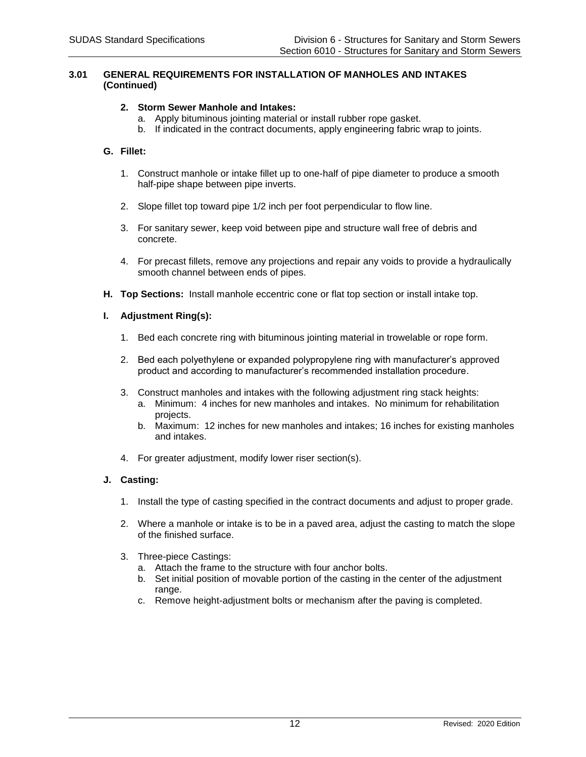### 3.01 GENERAL REQUIREMENTS FOR INSTALLATION OF MANHOLES AND INTAKES (Continued)

**2. Storm Sewer Manhole and Intakes:**

a. Apply bituminous jointing material or install rubber rope gasket.
b. If indicated in the contract documents, apply engineering fabric wrap to joints.

**G. Fillet:**

1. Construct manhole or intake fillet up to one-half of pipe diameter to produce a smooth half-pipe shape between pipe inverts.

2. Slope fillet top toward pipe 1/2 inch per foot perpendicular to flow line.

3. For sanitary sewer, keep void between pipe and structure wall free of debris and concrete.

4. For precast fillets, remove any projections and repair any voids to provide a hydraulically smooth channel between ends of pipes.

**H. Top Sections:** Install manhole eccentric cone or flat top section or install intake top.

**I. Adjustment Ring(s):**

1. Bed each concrete ring with bituminous jointing material in trowelable or rope form.

2. Bed each polyethylene or expanded polypropylene ring with manufacturer's approved product and according to manufacturer's recommended installation procedure.

3. Construct manholes and intakes with the following adjustment ring stack heights:
   a. Minimum: 4 inches for new manholes and intakes. No minimum for rehabilitation projects.
   b. Maximum: 12 inches for new manholes and intakes; 16 inches for existing manholes and intakes.

4. For greater adjustment, modify lower riser section(s).

**J. Casting:**

1. Install the type of casting specified in the contract documents and adjust to proper grade.

2. Where a manhole or intake is to be in a paved area, adjust the casting to match the slope of the finished surface.

3. Three-piece Castings:
   a. Attach the frame to the structure with four anchor bolts.
   b. Set initial position of movable portion of the casting in the center of the adjustment range.
   c. Remove height-adjustment bolts or mechanism after the paving is completed.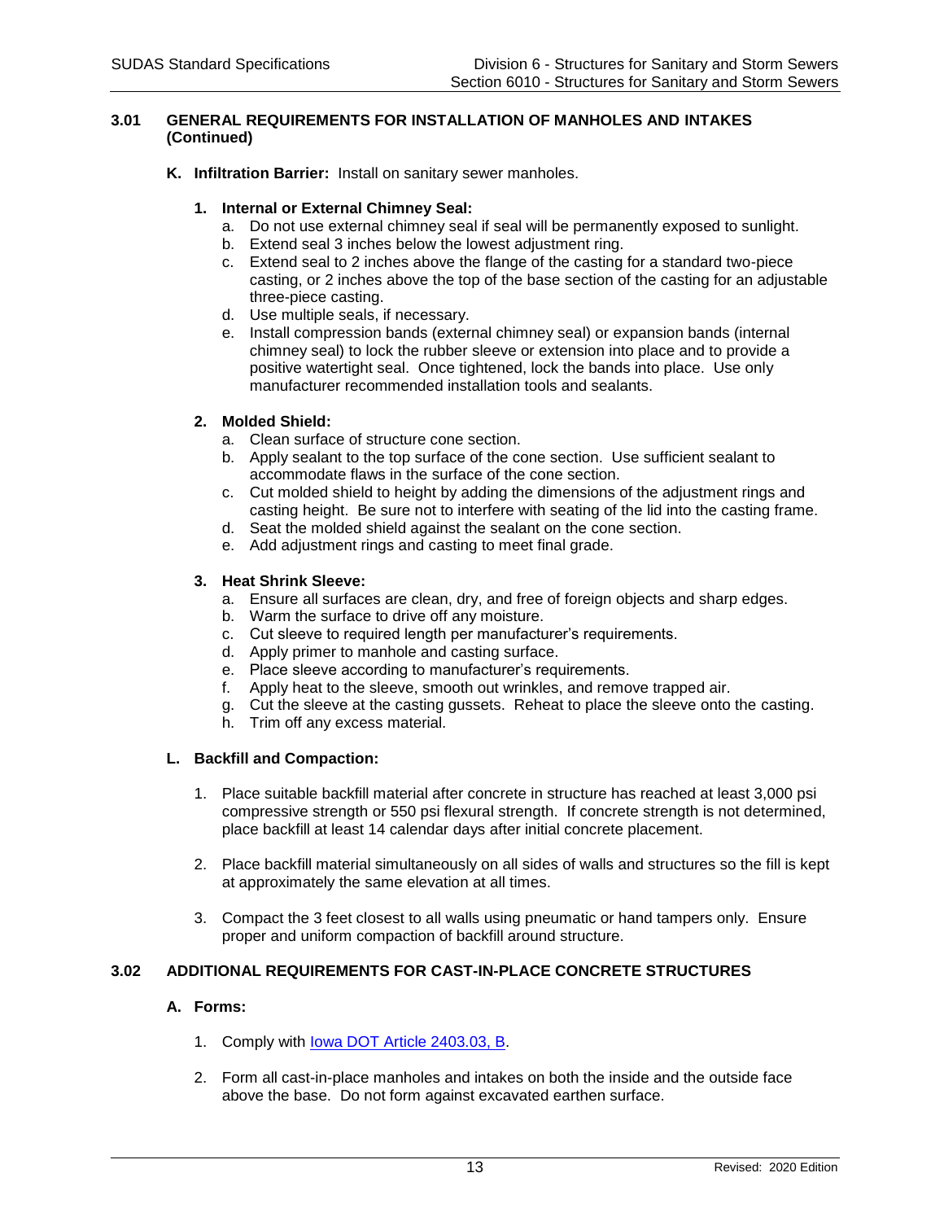## 3.01 GENERAL REQUIREMENTS FOR INSTALLATION OF MANHOLES AND INTAKES (Continued)

**K. Infiltration Barrier:** Install on sanitary sewer manholes.

**1. Internal or External Chimney Seal:**

a. Do not use external chimney seal if seal will be permanently exposed to sunlight.
b. Extend seal 3 inches below the lowest adjustment ring.
c. Extend seal to 2 inches above the flange of the casting for a standard two-piece casting, or 2 inches above the top of the base section of the casting for an adjustable three-piece casting.
d. Use multiple seals, if necessary.
e. Install compression bands (external chimney seal) or expansion bands (internal chimney seal) to lock the rubber sleeve or extension into place and to provide a positive watertight seal. Once tightened, lock the bands into place. Use only manufacturer recommended installation tools and sealants.

**2. Molded Shield:**

a. Clean surface of structure cone section.
b. Apply sealant to the top surface of the cone section. Use sufficient sealant to accommodate flaws in the surface of the cone section.
c. Cut molded shield to height by adding the dimensions of the adjustment rings and casting height. Be sure not to interfere with seating of the lid into the casting frame.
d. Seat the molded shield against the sealant on the cone section.
e. Add adjustment rings and casting to meet final grade.

**3. Heat Shrink Sleeve:**

a. Ensure all surfaces are clean, dry, and free of foreign objects and sharp edges.
b. Warm the surface to drive off any moisture.
c. Cut sleeve to required length per manufacturer's requirements.
d. Apply primer to manhole and casting surface.
e. Place sleeve according to manufacturer's requirements.
f. Apply heat to the sleeve, smooth out wrinkles, and remove trapped air.
g. Cut the sleeve at the casting gussets. Reheat to place the sleeve onto the casting.
h. Trim off any excess material.

**L. Backfill and Compaction:**

1. Place suitable backfill material after concrete in structure has reached at least 3,000 psi compressive strength or 550 psi flexural strength. If concrete strength is not determined, place backfill at least 14 calendar days after initial concrete placement.

2. Place backfill material simultaneously on all sides of walls and structures so the fill is kept at approximately the same elevation at all times.

3. Compact the 3 feet closest to all walls using pneumatic or hand tampers only. Ensure proper and uniform compaction of backfill around structure.

## 3.02 ADDITIONAL REQUIREMENTS FOR CAST-IN-PLACE CONCRETE STRUCTURES

**A. Forms:**

1. Comply with Iowa DOT Article 2403.03, B.

2. Form all cast-in-place manholes and intakes on both the inside and the outside face above the base. Do not form against excavated earthen surface.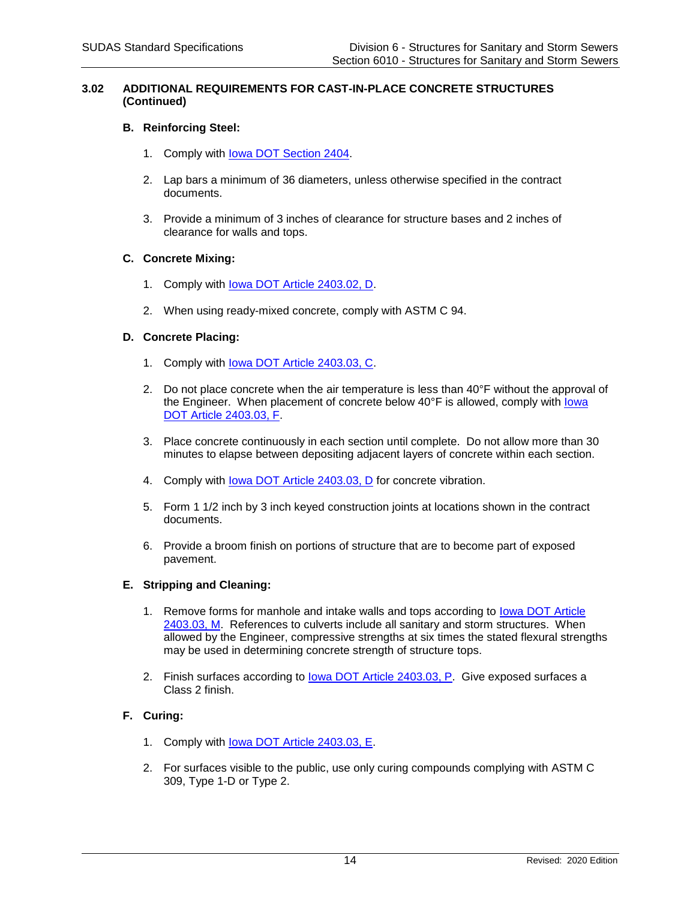## 3.02 ADDITIONAL REQUIREMENTS FOR CAST-IN-PLACE CONCRETE STRUCTURES (Continued)

### B. Reinforcing Steel:

1. Comply with Iowa DOT Section 2404.

2. Lap bars a minimum of 36 diameters, unless otherwise specified in the contract documents.

3. Provide a minimum of 3 inches of clearance for structure bases and 2 inches of clearance for walls and tops.

### C. Concrete Mixing:

1. Comply with Iowa DOT Article 2403.02, D.

2. When using ready-mixed concrete, comply with ASTM C 94.

### D. Concrete Placing:

1. Comply with Iowa DOT Article 2403.03, C.

2. Do not place concrete when the air temperature is less than 40°F without the approval of the Engineer. When placement of concrete below 40°F is allowed, comply with Iowa DOT Article 2403.03, F.

3. Place concrete continuously in each section until complete. Do not allow more than 30 minutes to elapse between depositing adjacent layers of concrete within each section.

4. Comply with Iowa DOT Article 2403.03, D for concrete vibration.

5. Form 1 1/2 inch by 3 inch keyed construction joints at locations shown in the contract documents.

6. Provide a broom finish on portions of structure that are to become part of exposed pavement.

### E. Stripping and Cleaning:

1. Remove forms for manhole and intake walls and tops according to Iowa DOT Article 2403.03, M. References to culverts include all sanitary and storm structures. When allowed by the Engineer, compressive strengths at six times the stated flexural strengths may be used in determining concrete strength of structure tops.

2. Finish surfaces according to Iowa DOT Article 2403.03, P. Give exposed surfaces a Class 2 finish.

### F. Curing:

1. Comply with Iowa DOT Article 2403.03, E.

2. For surfaces visible to the public, use only curing compounds complying with ASTM C 309, Type 1-D or Type 2.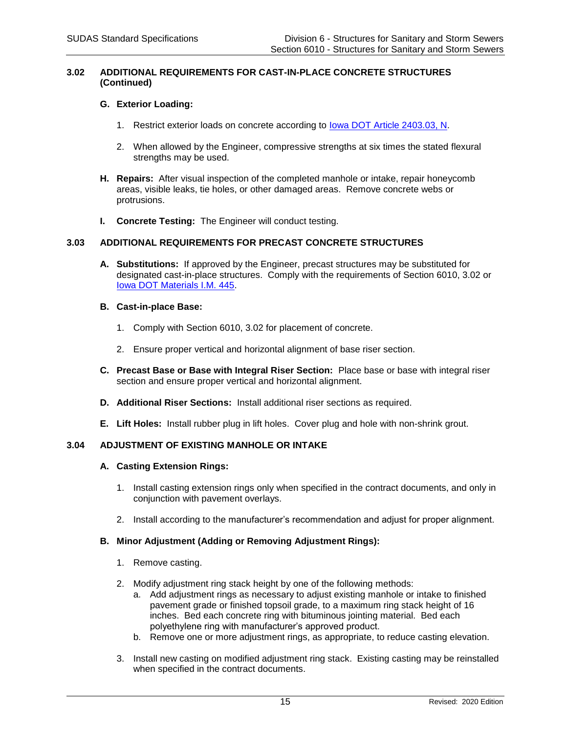## 3.02 ADDITIONAL REQUIREMENTS FOR CAST-IN-PLACE CONCRETE STRUCTURES (Continued)

**G. Exterior Loading:**

1. Restrict exterior loads on concrete according to Iowa DOT Article 2403.03, N.

2. When allowed by the Engineer, compressive strengths at six times the stated flexural strengths may be used.

**H. Repairs:** After visual inspection of the completed manhole or intake, repair honeycomb areas, visible leaks, tie holes, or other damaged areas. Remove concrete webs or protrusions.

**I. Concrete Testing:** The Engineer will conduct testing.

## 3.03 ADDITIONAL REQUIREMENTS FOR PRECAST CONCRETE STRUCTURES

**A. Substitutions:** If approved by the Engineer, precast structures may be substituted for designated cast-in-place structures. Comply with the requirements of Section 6010, 3.02 or Iowa DOT Materials I.M. 445.

**B. Cast-in-place Base:**

1. Comply with Section 6010, 3.02 for placement of concrete.

2. Ensure proper vertical and horizontal alignment of base riser section.

**C. Precast Base or Base with Integral Riser Section:** Place base or base with integral riser section and ensure proper vertical and horizontal alignment.

**D. Additional Riser Sections:** Install additional riser sections as required.

**E. Lift Holes:** Install rubber plug in lift holes. Cover plug and hole with non-shrink grout.

## 3.04 ADJUSTMENT OF EXISTING MANHOLE OR INTAKE

**A. Casting Extension Rings:**

1. Install casting extension rings only when specified in the contract documents, and only in conjunction with pavement overlays.

2. Install according to the manufacturer's recommendation and adjust for proper alignment.

**B. Minor Adjustment (Adding or Removing Adjustment Rings):**

1. Remove casting.

2. Modify adjustment ring stack height by one of the following methods:
   a. Add adjustment rings as necessary to adjust existing manhole or intake to finished pavement grade or finished topsoil grade, to a maximum ring stack height of 16 inches. Bed each concrete ring with bituminous jointing material. Bed each polyethylene ring with manufacturer's approved product.
   b. Remove one or more adjustment rings, as appropriate, to reduce casting elevation.

3. Install new casting on modified adjustment ring stack. Existing casting may be reinstalled when specified in the contract documents.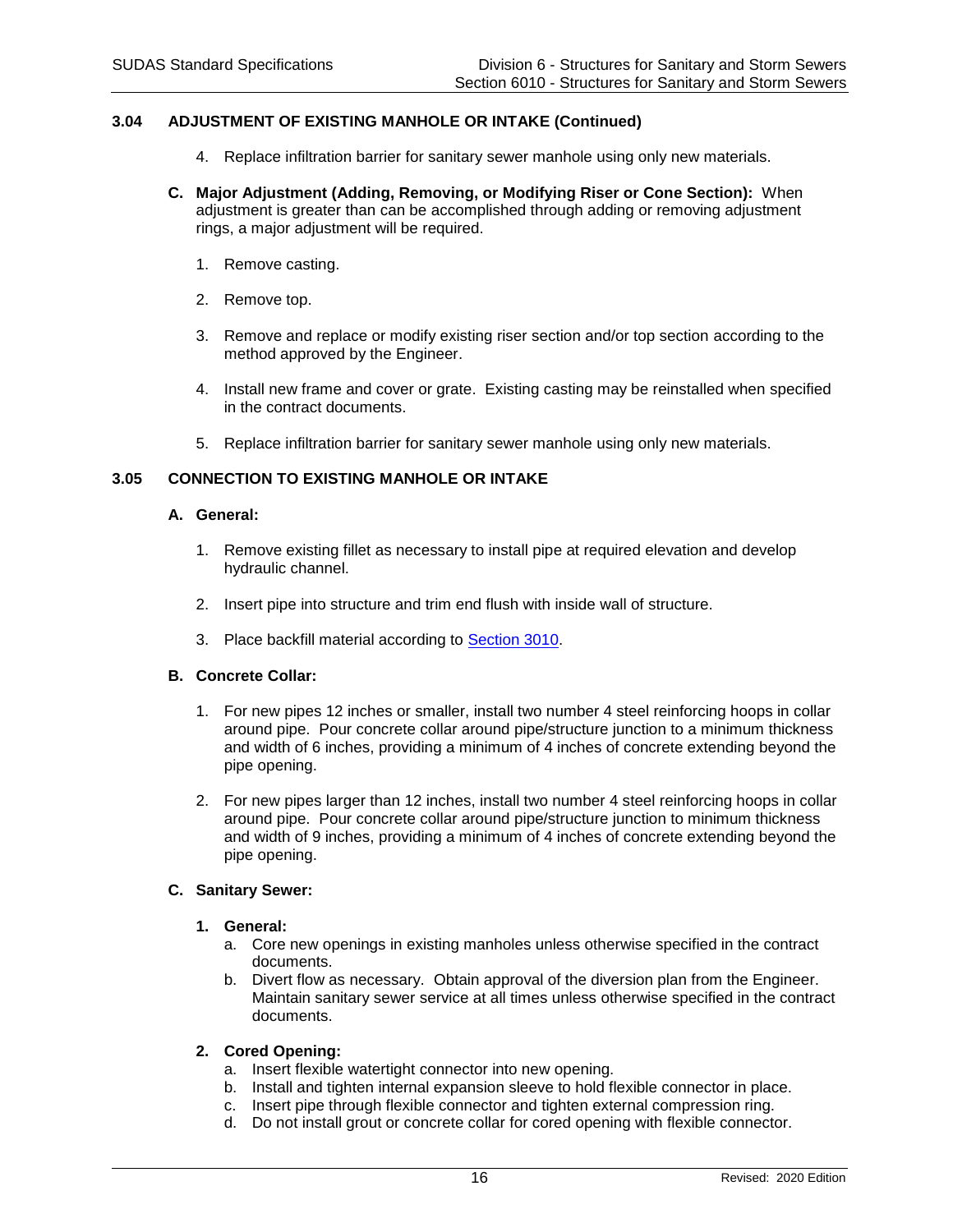## 3.04 ADJUSTMENT OF EXISTING MANHOLE OR INTAKE (Continued)

4. Replace infiltration barrier for sanitary sewer manhole using only new materials.

**C. Major Adjustment (Adding, Removing, or Modifying Riser or Cone Section):** When adjustment is greater than can be accomplished through adding or removing adjustment rings, a major adjustment will be required.

1. Remove casting.
2. Remove top.
3. Remove and replace or modify existing riser section and/or top section according to the method approved by the Engineer.
4. Install new frame and cover or grate. Existing casting may be reinstalled when specified in the contract documents.
5. Replace infiltration barrier for sanitary sewer manhole using only new materials.

## 3.05 CONNECTION TO EXISTING MANHOLE OR INTAKE

**A. General:**

1. Remove existing fillet as necessary to install pipe at required elevation and develop hydraulic channel.
2. Insert pipe into structure and trim end flush with inside wall of structure.
3. Place backfill material according to Section 3010.

**B. Concrete Collar:**

1. For new pipes 12 inches or smaller, install two number 4 steel reinforcing hoops in collar around pipe. Pour concrete collar around pipe/structure junction to a minimum thickness and width of 6 inches, providing a minimum of 4 inches of concrete extending beyond the pipe opening.
2. For new pipes larger than 12 inches, install two number 4 steel reinforcing hoops in collar around pipe. Pour concrete collar around pipe/structure junction to minimum thickness and width of 9 inches, providing a minimum of 4 inches of concrete extending beyond the pipe opening.

**C. Sanitary Sewer:**

**1. General:**

a. Core new openings in existing manholes unless otherwise specified in the contract documents.
b. Divert flow as necessary. Obtain approval of the diversion plan from the Engineer. Maintain sanitary sewer service at all times unless otherwise specified in the contract documents.

**2. Cored Opening:**

a. Insert flexible watertight connector into new opening.
b. Install and tighten internal expansion sleeve to hold flexible connector in place.
c. Insert pipe through flexible connector and tighten external compression ring.
d. Do not install grout or concrete collar for cored opening with flexible connector.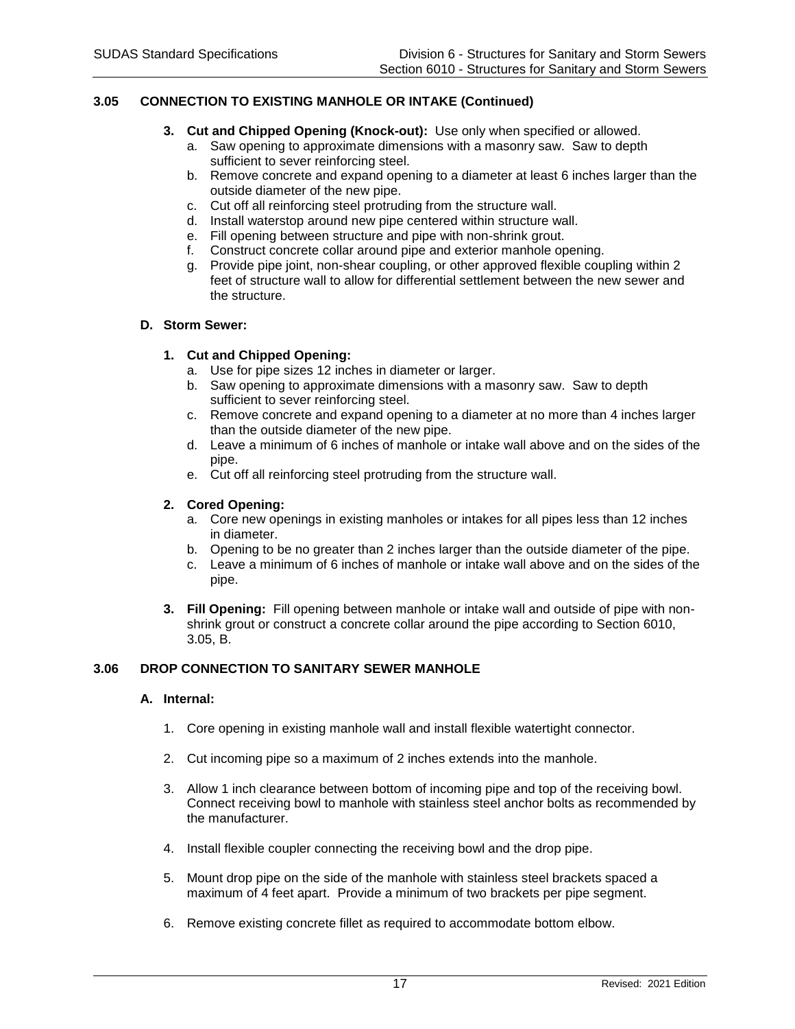## 3.05 CONNECTION TO EXISTING MANHOLE OR INTAKE (Continued)

3. **Cut and Chipped Opening (Knock-out):** Use only when specified or allowed.
   a. Saw opening to approximate dimensions with a masonry saw. Saw to depth sufficient to sever reinforcing steel.
   b. Remove concrete and expand opening to a diameter at least 6 inches larger than the outside diameter of the new pipe.
   c. Cut off all reinforcing steel protruding from the structure wall.
   d. Install waterstop around new pipe centered within structure wall.
   e. Fill opening between structure and pipe with non-shrink grout.
   f. Construct concrete collar around pipe and exterior manhole opening.
   g. Provide pipe joint, non-shear coupling, or other approved flexible coupling within 2 feet of structure wall to allow for differential settlement between the new sewer and the structure.

**D. Storm Sewer:**

1. **Cut and Chipped Opening:**
   a. Use for pipe sizes 12 inches in diameter or larger.
   b. Saw opening to approximate dimensions with a masonry saw. Saw to depth sufficient to sever reinforcing steel.
   c. Remove concrete and expand opening to a diameter at no more than 4 inches larger than the outside diameter of the new pipe.
   d. Leave a minimum of 6 inches of manhole or intake wall above and on the sides of the pipe.
   e. Cut off all reinforcing steel protruding from the structure wall.

2. **Cored Opening:**
   a. Core new openings in existing manholes or intakes for all pipes less than 12 inches in diameter.
   b. Opening to be no greater than 2 inches larger than the outside diameter of the pipe.
   c. Leave a minimum of 6 inches of manhole or intake wall above and on the sides of the pipe.

3. **Fill Opening:** Fill opening between manhole or intake wall and outside of pipe with non-shrink grout or construct a concrete collar around the pipe according to Section 6010, 3.05, B.

## 3.06 DROP CONNECTION TO SANITARY SEWER MANHOLE

**A. Internal:**

1. Core opening in existing manhole wall and install flexible watertight connector.

2. Cut incoming pipe so a maximum of 2 inches extends into the manhole.

3. Allow 1 inch clearance between bottom of incoming pipe and top of the receiving bowl. Connect receiving bowl to manhole with stainless steel anchor bolts as recommended by the manufacturer.

4. Install flexible coupler connecting the receiving bowl and the drop pipe.

5. Mount drop pipe on the side of the manhole with stainless steel brackets spaced a maximum of 4 feet apart. Provide a minimum of two brackets per pipe segment.

6. Remove existing concrete fillet as required to accommodate bottom elbow.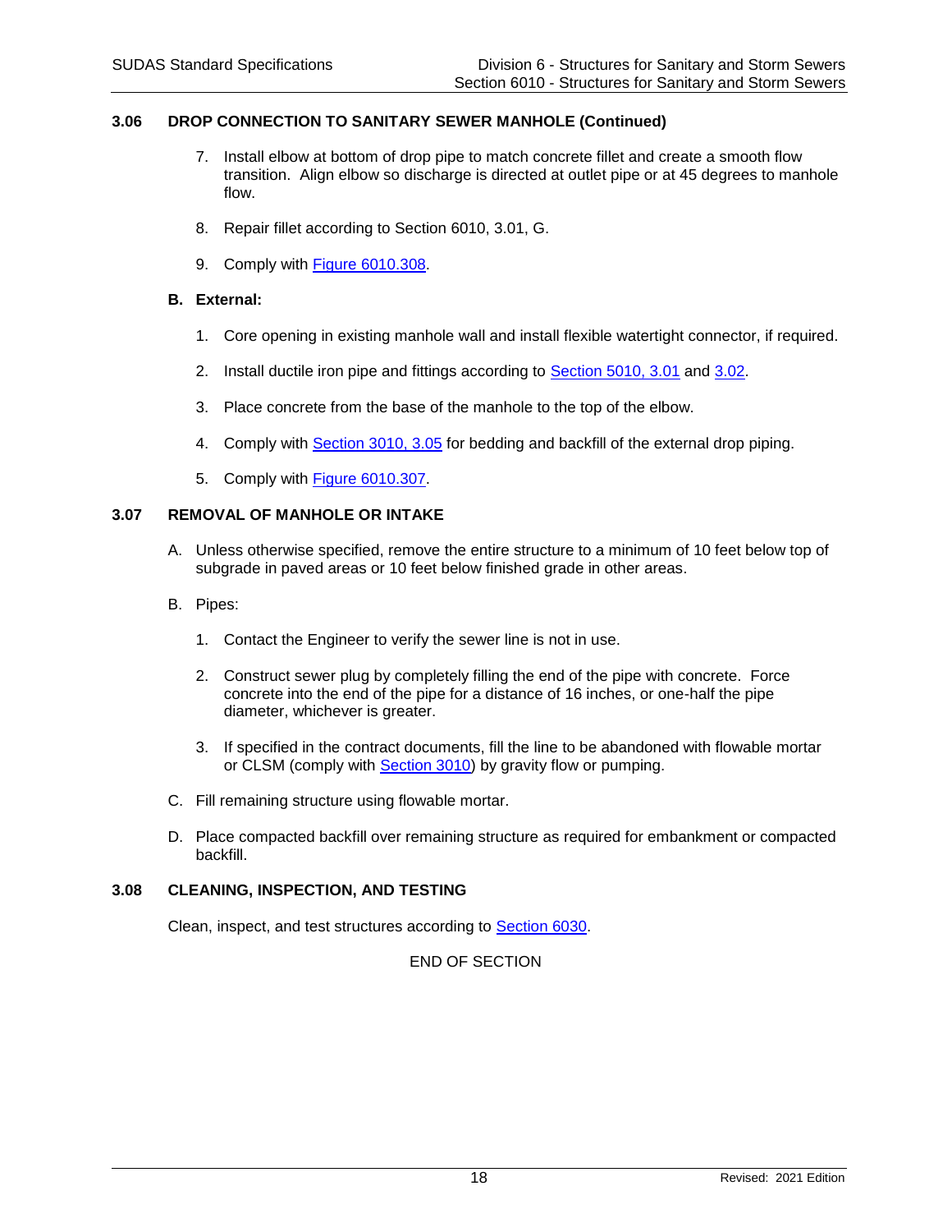## 3.06 DROP CONNECTION TO SANITARY SEWER MANHOLE (Continued)

7. Install elbow at bottom of drop pipe to match concrete fillet and create a smooth flow transition. Align elbow so discharge is directed at outlet pipe or at 45 degrees to manhole flow.

8. Repair fillet according to Section 6010, 3.01, G.

9. Comply with Figure 6010.308.

**B. External:**

1. Core opening in existing manhole wall and install flexible watertight connector, if required.

2. Install ductile iron pipe and fittings according to Section 5010, 3.01 and 3.02.

3. Place concrete from the base of the manhole to the top of the elbow.

4. Comply with Section 3010, 3.05 for bedding and backfill of the external drop piping.

5. Comply with Figure 6010.307.

## 3.07 REMOVAL OF MANHOLE OR INTAKE

A. Unless otherwise specified, remove the entire structure to a minimum of 10 feet below top of subgrade in paved areas or 10 feet below finished grade in other areas.

B. Pipes:

1. Contact the Engineer to verify the sewer line is not in use.

2. Construct sewer plug by completely filling the end of the pipe with concrete. Force concrete into the end of the pipe for a distance of 16 inches, or one-half the pipe diameter, whichever is greater.

3. If specified in the contract documents, fill the line to be abandoned with flowable mortar or CLSM (comply with Section 3010) by gravity flow or pumping.

C. Fill remaining structure using flowable mortar.

D. Place compacted backfill over remaining structure as required for embankment or compacted backfill.

## 3.08 CLEANING, INSPECTION, AND TESTING

Clean, inspect, and test structures according to Section 6030.

END OF SECTION